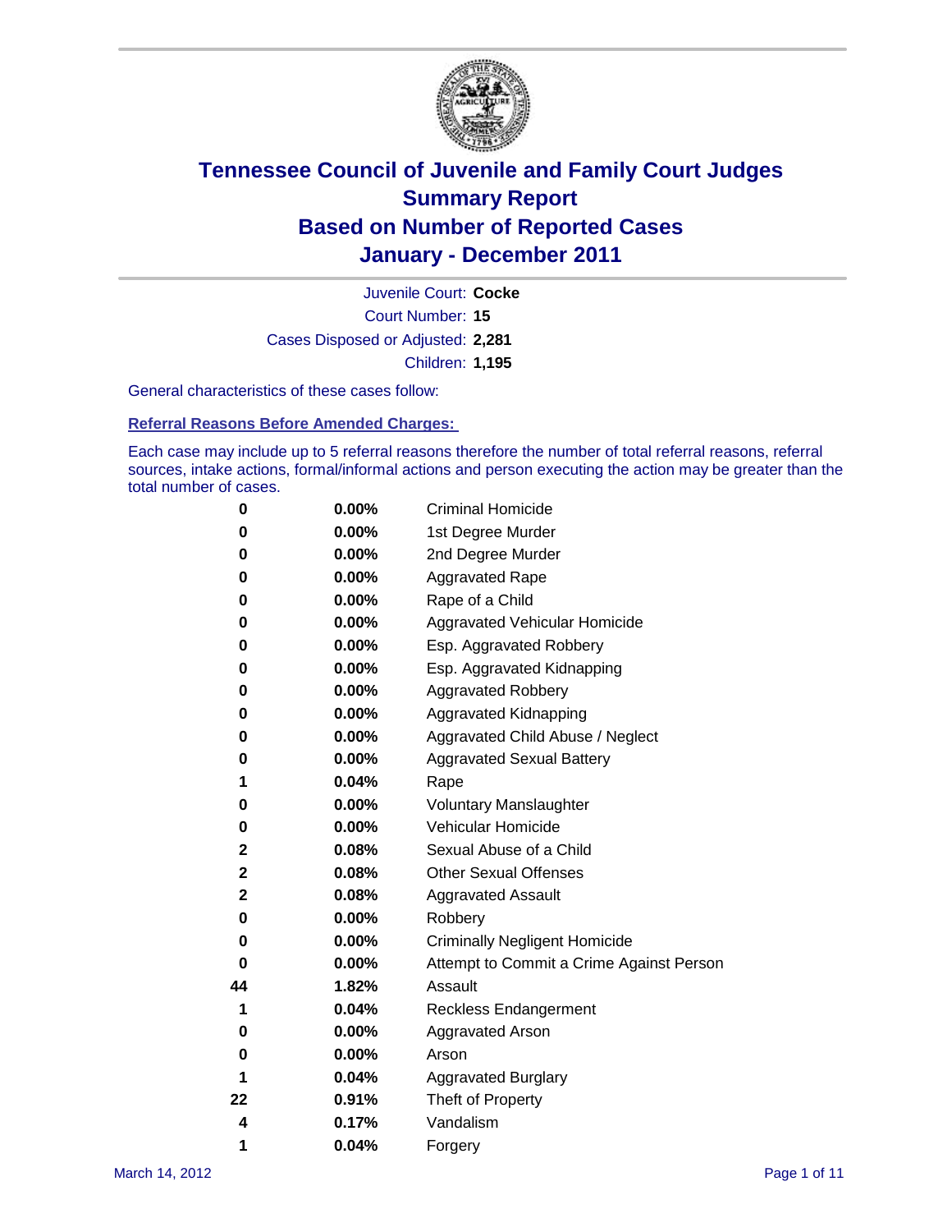# Tennessee Council of Juvenile and Family Court Judges
## Summary Report
## Based on Number of Reported Cases
## January - December 2011

Juvenile Court: **Cocke**
Court Number: **15**
Cases Disposed or Adjusted: **2,281**
Children: **1,195**

General characteristics of these cases follow:

### Referral Reasons Before Amended Charges:

Each case may include up to 5 referral reasons therefore the number of total referral reasons, referral sources, intake actions, formal/informal actions and person executing the action may be greater than the total number of cases.

| Count | Percent | Referral Reason |
|---|---|---|
| 0 | 0.00% | Criminal Homicide |
| 0 | 0.00% | 1st Degree Murder |
| 0 | 0.00% | 2nd Degree Murder |
| 0 | 0.00% | Aggravated Rape |
| 0 | 0.00% | Rape of a Child |
| 0 | 0.00% | Aggravated Vehicular Homicide |
| 0 | 0.00% | Esp. Aggravated Robbery |
| 0 | 0.00% | Esp. Aggravated Kidnapping |
| 0 | 0.00% | Aggravated Robbery |
| 0 | 0.00% | Aggravated Kidnapping |
| 0 | 0.00% | Aggravated Child Abuse / Neglect |
| 0 | 0.00% | Aggravated Sexual Battery |
| 1 | 0.04% | Rape |
| 0 | 0.00% | Voluntary Manslaughter |
| 0 | 0.00% | Vehicular Homicide |
| 2 | 0.08% | Sexual Abuse of a Child |
| 2 | 0.08% | Other Sexual Offenses |
| 2 | 0.08% | Aggravated Assault |
| 0 | 0.00% | Robbery |
| 0 | 0.00% | Criminally Negligent Homicide |
| 0 | 0.00% | Attempt to Commit a Crime Against Person |
| 44 | 1.82% | Assault |
| 1 | 0.04% | Reckless Endangerment |
| 0 | 0.00% | Aggravated Arson |
| 0 | 0.00% | Arson |
| 1 | 0.04% | Aggravated Burglary |
| 22 | 0.91% | Theft of Property |
| 4 | 0.17% | Vandalism |
| 1 | 0.04% | Forgery |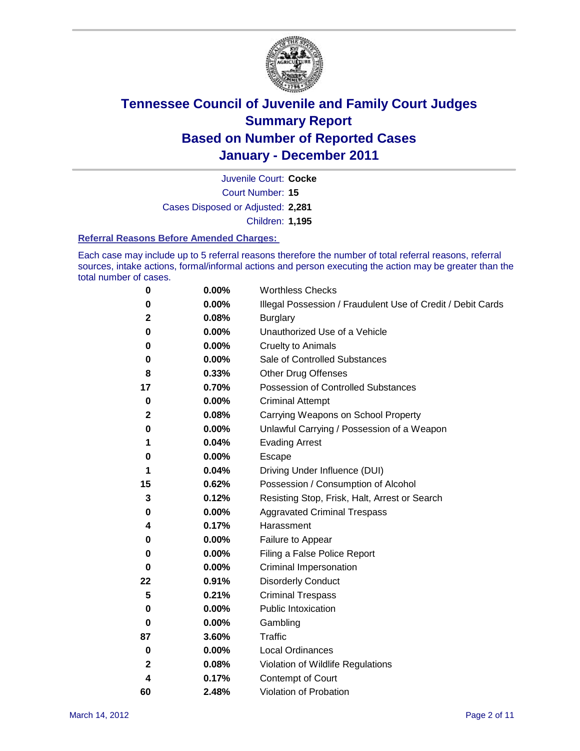# Tennessee Council of Juvenile and Family Court Judges
# Summary Report
# Based on Number of Reported Cases
# January - December 2011

Juvenile Court: **Cocke**

Court Number: **15**

Cases Disposed or Adjusted: **2,281**

Children: **1,195**

### Referral Reasons Before Amended Charges:

Each case may include up to 5 referral reasons therefore the number of total referral reasons, referral sources, intake actions, formal/informal actions and person executing the action may be greater than the total number of cases.

| | | |
|---|---|---|
| 0 | 0.00% | Worthless Checks |
| 0 | 0.00% | Illegal Possession / Fraudulent Use of Credit / Debit Cards |
| 2 | 0.08% | Burglary |
| 0 | 0.00% | Unauthorized Use of a Vehicle |
| 0 | 0.00% | Cruelty to Animals |
| 0 | 0.00% | Sale of Controlled Substances |
| 8 | 0.33% | Other Drug Offenses |
| 17 | 0.70% | Possession of Controlled Substances |
| 0 | 0.00% | Criminal Attempt |
| 2 | 0.08% | Carrying Weapons on School Property |
| 0 | 0.00% | Unlawful Carrying / Possession of a Weapon |
| 1 | 0.04% | Evading Arrest |
| 0 | 0.00% | Escape |
| 1 | 0.04% | Driving Under Influence (DUI) |
| 15 | 0.62% | Possession / Consumption of Alcohol |
| 3 | 0.12% | Resisting Stop, Frisk, Halt, Arrest or Search |
| 0 | 0.00% | Aggravated Criminal Trespass |
| 4 | 0.17% | Harassment |
| 0 | 0.00% | Failure to Appear |
| 0 | 0.00% | Filing a False Police Report |
| 0 | 0.00% | Criminal Impersonation |
| 22 | 0.91% | Disorderly Conduct |
| 5 | 0.21% | Criminal Trespass |
| 0 | 0.00% | Public Intoxication |
| 0 | 0.00% | Gambling |
| 87 | 3.60% | Traffic |
| 0 | 0.00% | Local Ordinances |
| 2 | 0.08% | Violation of Wildlife Regulations |
| 4 | 0.17% | Contempt of Court |
| 60 | 2.48% | Violation of Probation |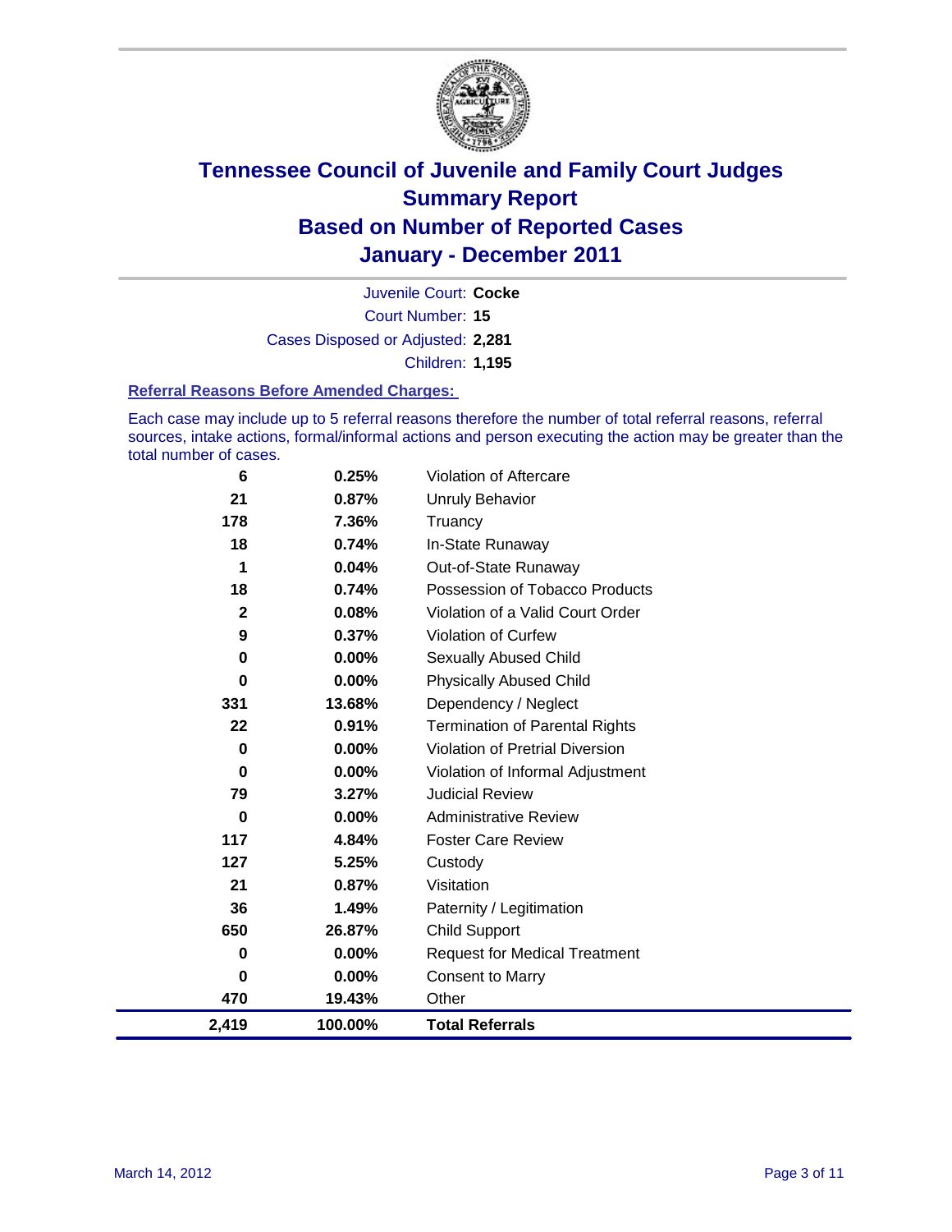# Tennessee Council of Juvenile and Family Court Judges
## Summary Report
## Based on Number of Reported Cases
## January - December 2011

Juvenile Court: **Cocke**

Court Number: **15**

Cases Disposed or Adjusted: **2,281**

Children: **1,195**

### Referral Reasons Before Amended Charges:

Each case may include up to 5 referral reasons therefore the number of total referral reasons, referral sources, intake actions, formal/informal actions and person executing the action may be greater than the total number of cases.

| | | |
|---|---|---|
| 6 | 0.25% | Violation of Aftercare |
| 21 | 0.87% | Unruly Behavior |
| 178 | 7.36% | Truancy |
| 18 | 0.74% | In-State Runaway |
| 1 | 0.04% | Out-of-State Runaway |
| 18 | 0.74% | Possession of Tobacco Products |
| 2 | 0.08% | Violation of a Valid Court Order |
| 9 | 0.37% | Violation of Curfew |
| 0 | 0.00% | Sexually Abused Child |
| 0 | 0.00% | Physically Abused Child |
| 331 | 13.68% | Dependency / Neglect |
| 22 | 0.91% | Termination of Parental Rights |
| 0 | 0.00% | Violation of Pretrial Diversion |
| 0 | 0.00% | Violation of Informal Adjustment |
| 79 | 3.27% | Judicial Review |
| 0 | 0.00% | Administrative Review |
| 117 | 4.84% | Foster Care Review |
| 127 | 5.25% | Custody |
| 21 | 0.87% | Visitation |
| 36 | 1.49% | Paternity / Legitimation |
| 650 | 26.87% | Child Support |
| 0 | 0.00% | Request for Medical Treatment |
| 0 | 0.00% | Consent to Marry |
| 470 | 19.43% | Other |
| **2,419** | **100.00%** | **Total Referrals** |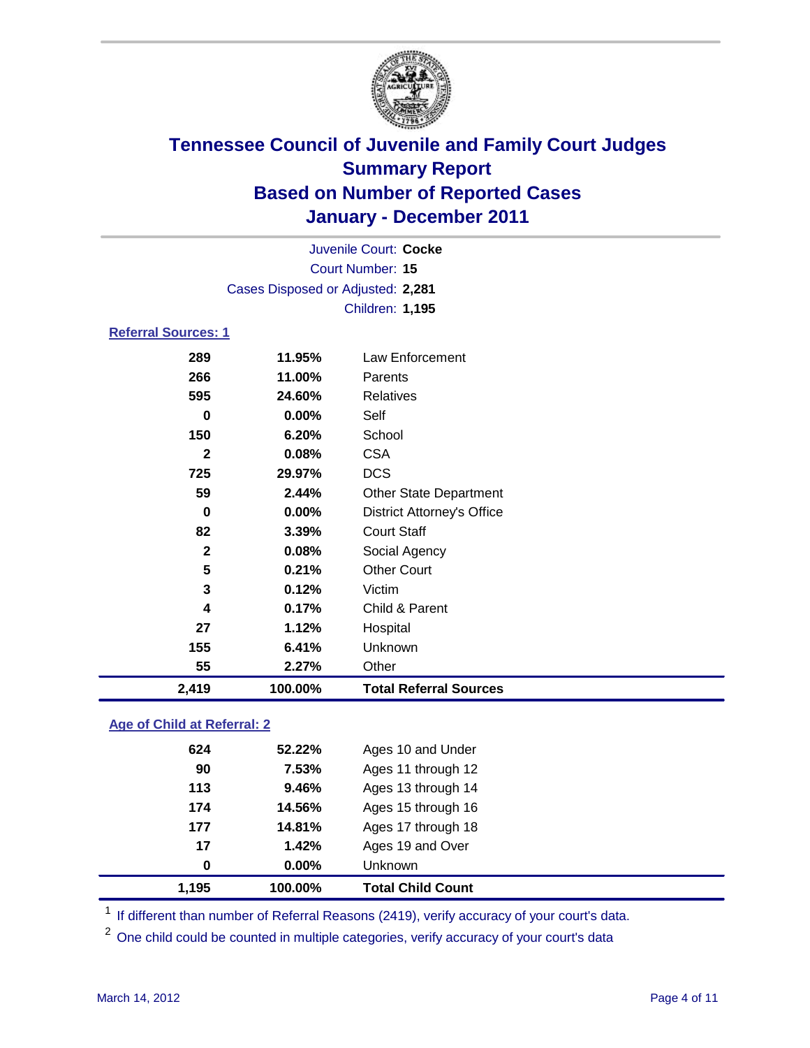# Tennessee Council of Juvenile and Family Court Judges
## Summary Report
## Based on Number of Reported Cases
## January - December 2011

Juvenile Court: **Cocke**
Court Number: **15**
Cases Disposed or Adjusted: **2,281**
Children: **1,195**

### Referral Sources: 1

| | | |
|---|---|---|
| **289** | **11.95%** | Law Enforcement |
| **266** | **11.00%** | Parents |
| **595** | **24.60%** | Relatives |
| **0** | **0.00%** | Self |
| **150** | **6.20%** | School |
| **2** | **0.08%** | CSA |
| **725** | **29.97%** | DCS |
| **59** | **2.44%** | Other State Department |
| **0** | **0.00%** | District Attorney's Office |
| **82** | **3.39%** | Court Staff |
| **2** | **0.08%** | Social Agency |
| **5** | **0.21%** | Other Court |
| **3** | **0.12%** | Victim |
| **4** | **0.17%** | Child & Parent |
| **27** | **1.12%** | Hospital |
| **155** | **6.41%** | Unknown |
| **55** | **2.27%** | Other |
| **2,419** | **100.00%** | **Total Referral Sources** |

### Age of Child at Referral: 2

| | | |
|---|---|---|
| **624** | **52.22%** | Ages 10 and Under |
| **90** | **7.53%** | Ages 11 through 12 |
| **113** | **9.46%** | Ages 13 through 14 |
| **174** | **14.56%** | Ages 15 through 16 |
| **177** | **14.81%** | Ages 17 through 18 |
| **17** | **1.42%** | Ages 19 and Over |
| **0** | **0.00%** | Unknown |
| **1,195** | **100.00%** | **Total Child Count** |

[1] If different than number of Referral Reasons (2419), verify accuracy of your court's data.

[2] One child could be counted in multiple categories, verify accuracy of your court's data

March 14, 2012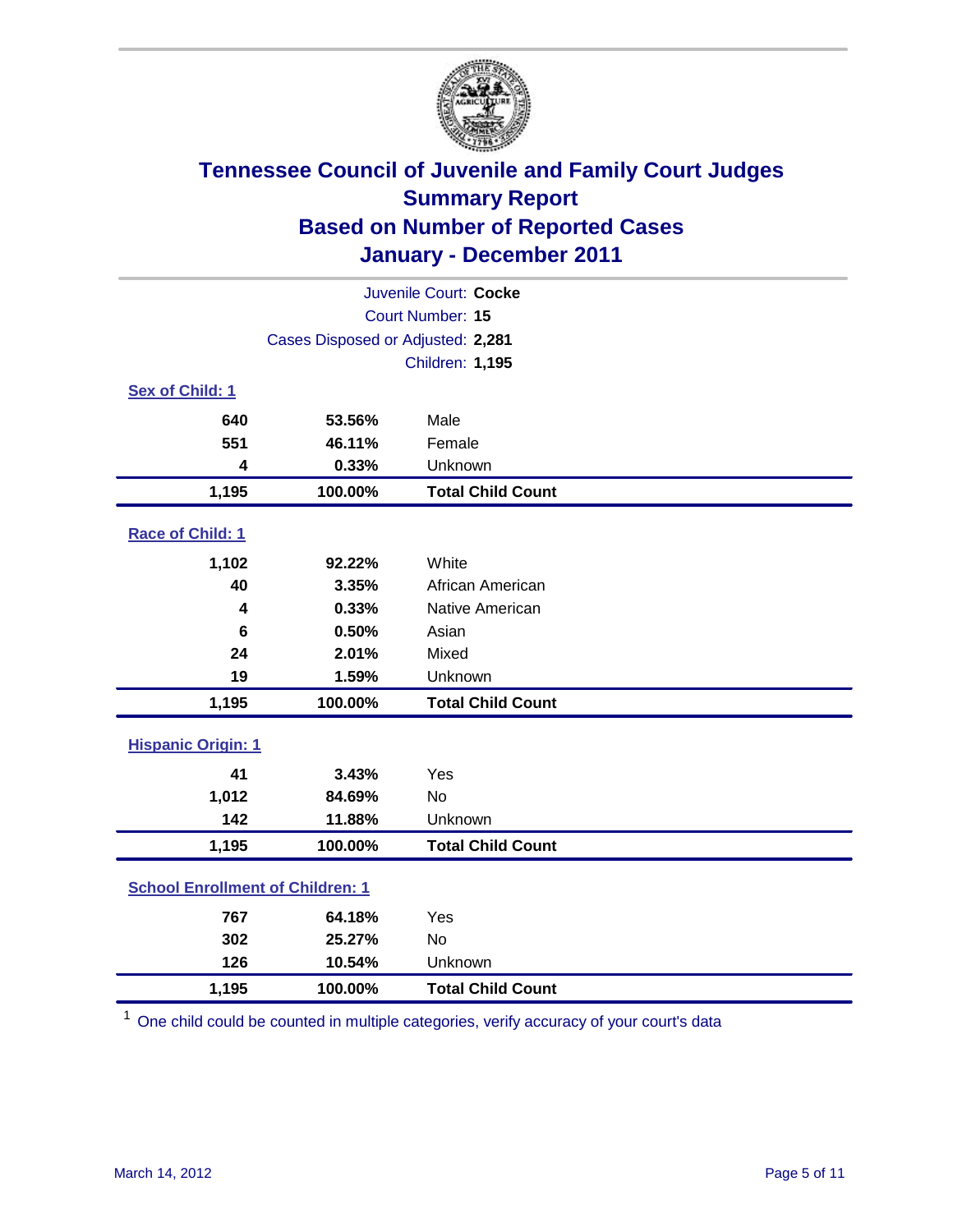# Tennessee Council of Juvenile and Family Court Judges
## Summary Report
## Based on Number of Reported Cases
## January - December 2011

Juvenile Court: **Cocke**
Court Number: **15**
Cases Disposed or Adjusted: **2,281**
Children: **1,195**

### Sex of Child: 1

| Count | Percent | Category |
|---|---|---|
| 640 | 53.56% | Male |
| 551 | 46.11% | Female |
| 4 | 0.33% | Unknown |
| **1,195** | **100.00%** | **Total Child Count** |

### Race of Child: 1

| Count | Percent | Category |
|---|---|---|
| 1,102 | 92.22% | White |
| 40 | 3.35% | African American |
| 4 | 0.33% | Native American |
| 6 | 0.50% | Asian |
| 24 | 2.01% | Mixed |
| 19 | 1.59% | Unknown |
| **1,195** | **100.00%** | **Total Child Count** |

### Hispanic Origin: 1

| Count | Percent | Category |
|---|---|---|
| 41 | 3.43% | Yes |
| 1,012 | 84.69% | No |
| 142 | 11.88% | Unknown |
| **1,195** | **100.00%** | **Total Child Count** |

### School Enrollment of Children: 1

| Count | Percent | Category |
|---|---|---|
| 767 | 64.18% | Yes |
| 302 | 25.27% | No |
| 126 | 10.54% | Unknown |
| **1,195** | **100.00%** | **Total Child Count** |

[1] One child could be counted in multiple categories, verify accuracy of your court's data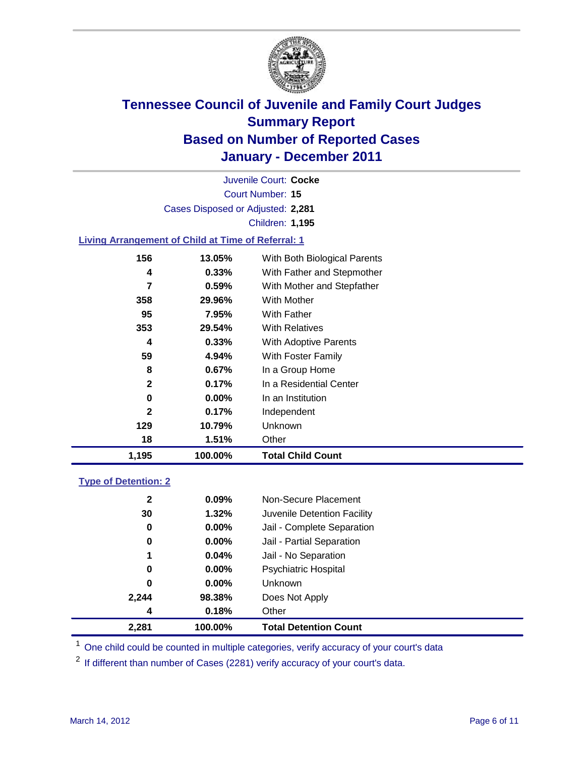# Tennessee Council of Juvenile and Family Court Judges
## Summary Report
## Based on Number of Reported Cases
## January - December 2011

Juvenile Court: **Cocke**

Court Number: **15**

Cases Disposed or Adjusted: **2,281**

Children: **1,195**

### Living Arrangement of Child at Time of Referral: 1

| | | |
|---|---|---|
| 156 | 13.05% | With Both Biological Parents |
| 4 | 0.33% | With Father and Stepmother |
| 7 | 0.59% | With Mother and Stepfather |
| 358 | 29.96% | With Mother |
| 95 | 7.95% | With Father |
| 353 | 29.54% | With Relatives |
| 4 | 0.33% | With Adoptive Parents |
| 59 | 4.94% | With Foster Family |
| 8 | 0.67% | In a Group Home |
| 2 | 0.17% | In a Residential Center |
| 0 | 0.00% | In an Institution |
| 2 | 0.17% | Independent |
| 129 | 10.79% | Unknown |
| 18 | 1.51% | Other |
| **1,195** | **100.00%** | **Total Child Count** |

### Type of Detention: 2

| | | |
|---|---|---|
| 2 | 0.09% | Non-Secure Placement |
| 30 | 1.32% | Juvenile Detention Facility |
| 0 | 0.00% | Jail - Complete Separation |
| 0 | 0.00% | Jail - Partial Separation |
| 1 | 0.04% | Jail - No Separation |
| 0 | 0.00% | Psychiatric Hospital |
| 0 | 0.00% | Unknown |
| 2,244 | 98.38% | Does Not Apply |
| 4 | 0.18% | Other |
| **2,281** | **100.00%** | **Total Detention Count** |

[1] One child could be counted in multiple categories, verify accuracy of your court's data

[2] If different than number of Cases (2281) verify accuracy of your court's data.

March 14, 2012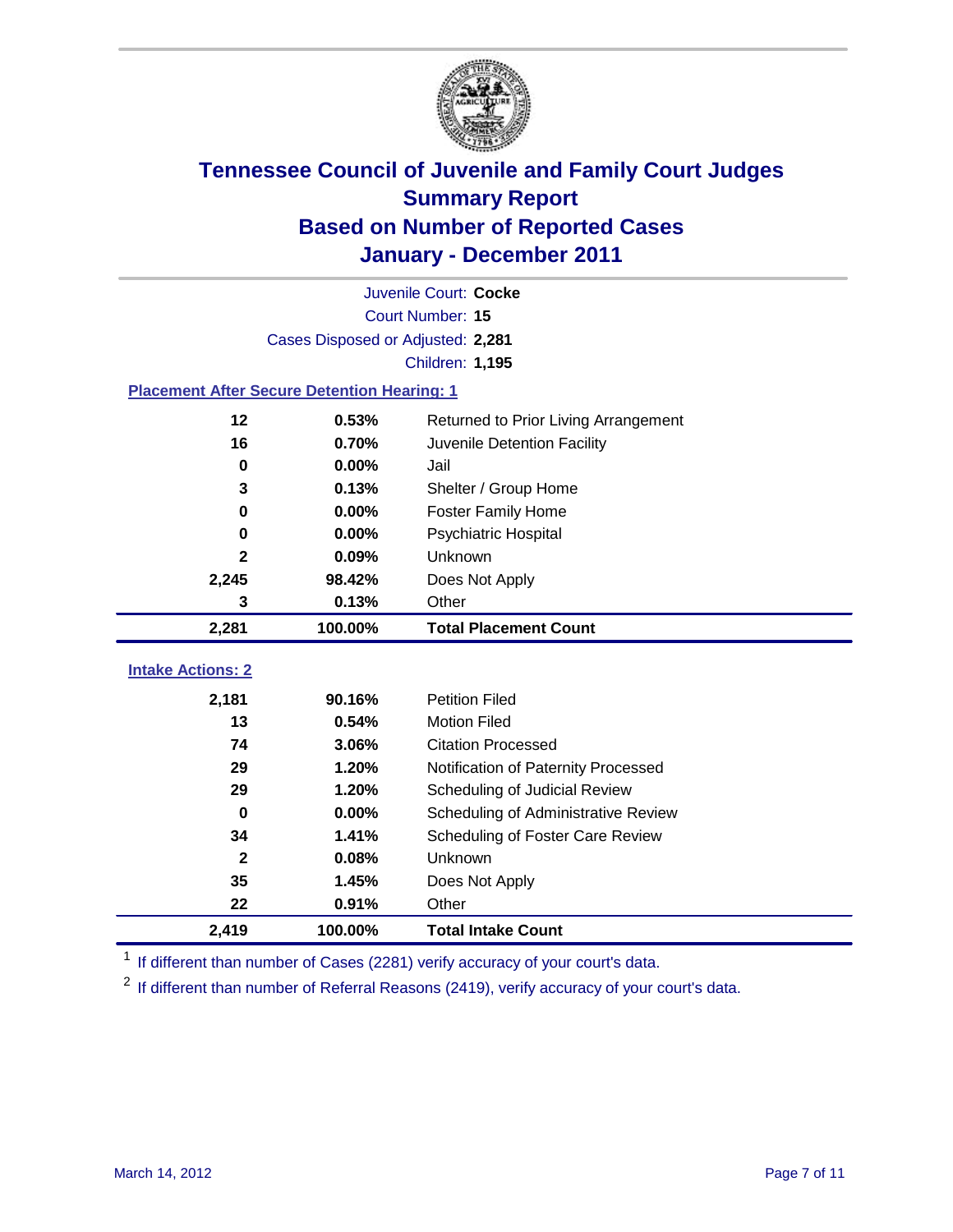# Tennessee Council of Juvenile and Family Court Judges
## Summary Report
## Based on Number of Reported Cases
## January - December 2011

Juvenile Court: **Cocke**
Court Number: **15**
Cases Disposed or Adjusted: **2,281**
Children: **1,195**

### Placement After Secure Detention Hearing: 1

| Count | Percent | Placement |
|---|---|---|
| 12 | 0.53% | Returned to Prior Living Arrangement |
| 16 | 0.70% | Juvenile Detention Facility |
| 0 | 0.00% | Jail |
| 3 | 0.13% | Shelter / Group Home |
| 0 | 0.00% | Foster Family Home |
| 0 | 0.00% | Psychiatric Hospital |
| 2 | 0.09% | Unknown |
| 2,245 | 98.42% | Does Not Apply |
| 3 | 0.13% | Other |
| **2,281** | **100.00%** | **Total Placement Count** |

### Intake Actions: 2

| Count | Percent | Intake Action |
|---|---|---|
| 2,181 | 90.16% | Petition Filed |
| 13 | 0.54% | Motion Filed |
| 74 | 3.06% | Citation Processed |
| 29 | 1.20% | Notification of Paternity Processed |
| 29 | 1.20% | Scheduling of Judicial Review |
| 0 | 0.00% | Scheduling of Administrative Review |
| 34 | 1.41% | Scheduling of Foster Care Review |
| 2 | 0.08% | Unknown |
| 35 | 1.45% | Does Not Apply |
| 22 | 0.91% | Other |
| **2,419** | **100.00%** | **Total Intake Count** |

[1] If different than number of Cases (2281) verify accuracy of your court's data.

[2] If different than number of Referral Reasons (2419), verify accuracy of your court's data.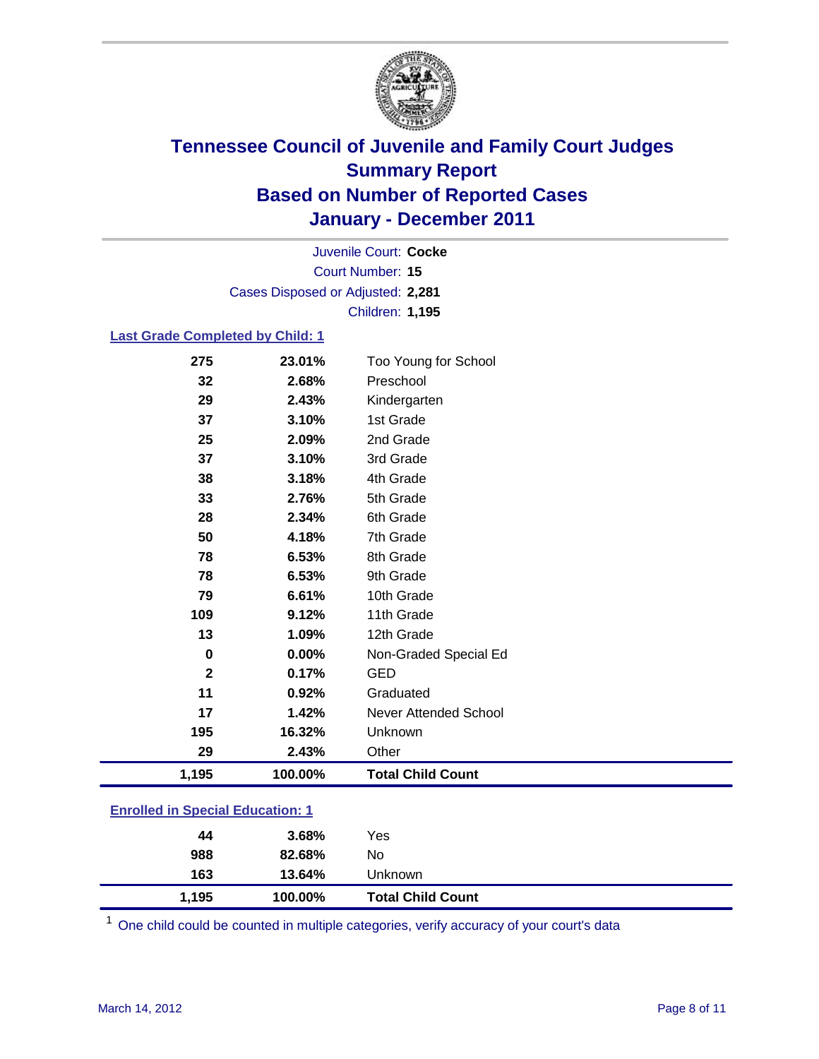# Tennessee Council of Juvenile and Family Court Judges
## Summary Report
## Based on Number of Reported Cases
## January - December 2011

Juvenile Court: **Cocke**
Court Number: **15**
Cases Disposed or Adjusted: **2,281**
Children: **1,195**

### Last Grade Completed by Child: 1

| Count | Percent | Category |
|---|---|---|
| 275 | 23.01% | Too Young for School |
| 32 | 2.68% | Preschool |
| 29 | 2.43% | Kindergarten |
| 37 | 3.10% | 1st Grade |
| 25 | 2.09% | 2nd Grade |
| 37 | 3.10% | 3rd Grade |
| 38 | 3.18% | 4th Grade |
| 33 | 2.76% | 5th Grade |
| 28 | 2.34% | 6th Grade |
| 50 | 4.18% | 7th Grade |
| 78 | 6.53% | 8th Grade |
| 78 | 6.53% | 9th Grade |
| 79 | 6.61% | 10th Grade |
| 109 | 9.12% | 11th Grade |
| 13 | 1.09% | 12th Grade |
| 0 | 0.00% | Non-Graded Special Ed |
| 2 | 0.17% | GED |
| 11 | 0.92% | Graduated |
| 17 | 1.42% | Never Attended School |
| 195 | 16.32% | Unknown |
| 29 | 2.43% | Other |
| **1,195** | **100.00%** | **Total Child Count** |

### Enrolled in Special Education: 1

| Count | Percent | Category |
|---|---|---|
| 44 | 3.68% | Yes |
| 988 | 82.68% | No |
| 163 | 13.64% | Unknown |
| **1,195** | **100.00%** | **Total Child Count** |

[1] One child could be counted in multiple categories, verify accuracy of your court's data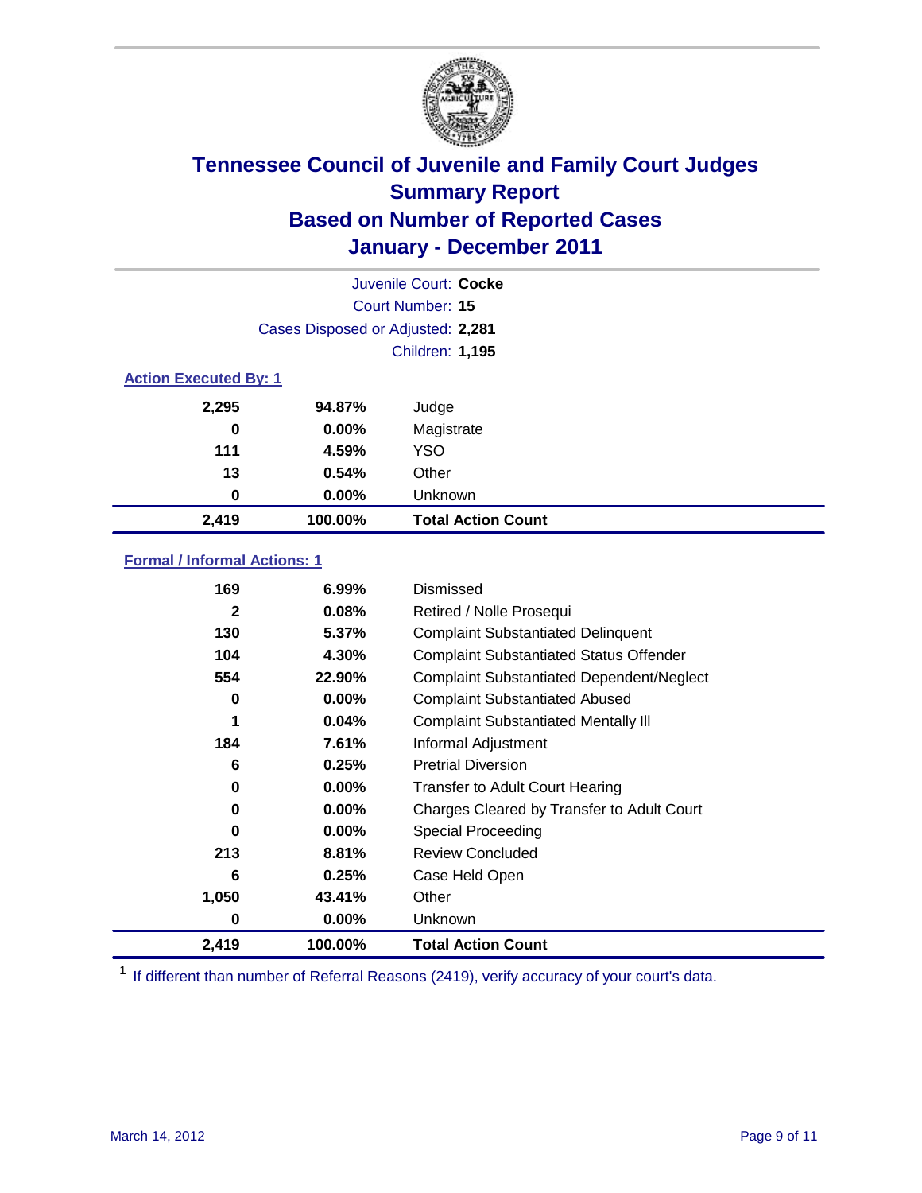# Tennessee Council of Juvenile and Family Court Judges
## Summary Report
## Based on Number of Reported Cases
## January - December 2011

Juvenile Court: **Cocke**
Court Number: **15**
Cases Disposed or Adjusted: **2,281**
Children: **1,195**

### Action Executed By: 1

| | | |
|---|---|---|
| 2,295 | 94.87% | Judge |
| 0 | 0.00% | Magistrate |
| 111 | 4.59% | YSO |
| 13 | 0.54% | Other |
| 0 | 0.00% | Unknown |
| **2,419** | **100.00%** | **Total Action Count** |

### Formal / Informal Actions: 1

| | | |
|---|---|---|
| 169 | 6.99% | Dismissed |
| 2 | 0.08% | Retired / Nolle Prosequi |
| 130 | 5.37% | Complaint Substantiated Delinquent |
| 104 | 4.30% | Complaint Substantiated Status Offender |
| 554 | 22.90% | Complaint Substantiated Dependent/Neglect |
| 0 | 0.00% | Complaint Substantiated Abused |
| 1 | 0.04% | Complaint Substantiated Mentally Ill |
| 184 | 7.61% | Informal Adjustment |
| 6 | 0.25% | Pretrial Diversion |
| 0 | 0.00% | Transfer to Adult Court Hearing |
| 0 | 0.00% | Charges Cleared by Transfer to Adult Court |
| 0 | 0.00% | Special Proceeding |
| 213 | 8.81% | Review Concluded |
| 6 | 0.25% | Case Held Open |
| 1,050 | 43.41% | Other |
| 0 | 0.00% | Unknown |
| **2,419** | **100.00%** | **Total Action Count** |

[1] If different than number of Referral Reasons (2419), verify accuracy of your court's data.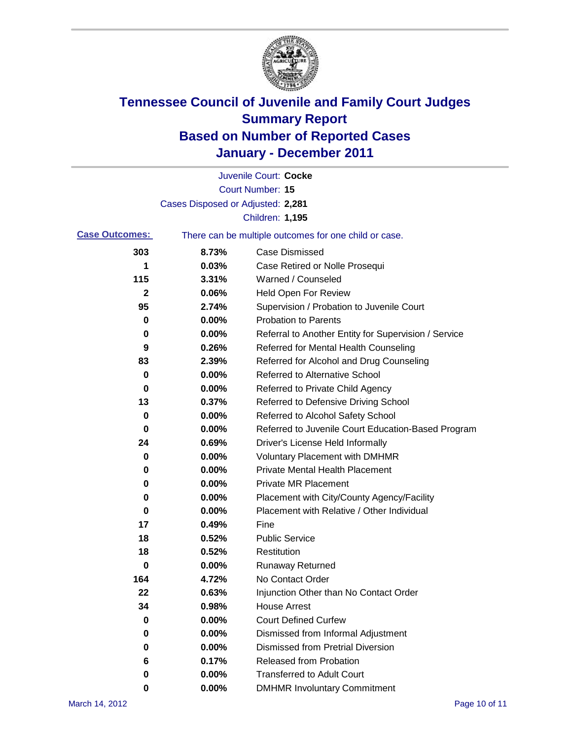# Tennessee Council of Juvenile and Family Court Judges
## Summary Report
## Based on Number of Reported Cases
## January - December 2011

Juvenile Court: **Cocke**
Court Number: **15**
Cases Disposed or Adjusted: **2,281**
Children: **1,195**

**Case Outcomes:** There can be multiple outcomes for one child or case.

| Count | Percent | Outcome |
|---|---|---|
| 303 | 8.73% | Case Dismissed |
| 1 | 0.03% | Case Retired or Nolle Prosequi |
| 115 | 3.31% | Warned / Counseled |
| 2 | 0.06% | Held Open For Review |
| 95 | 2.74% | Supervision / Probation to Juvenile Court |
| 0 | 0.00% | Probation to Parents |
| 0 | 0.00% | Referral to Another Entity for Supervision / Service |
| 9 | 0.26% | Referred for Mental Health Counseling |
| 83 | 2.39% | Referred for Alcohol and Drug Counseling |
| 0 | 0.00% | Referred to Alternative School |
| 0 | 0.00% | Referred to Private Child Agency |
| 13 | 0.37% | Referred to Defensive Driving School |
| 0 | 0.00% | Referred to Alcohol Safety School |
| 0 | 0.00% | Referred to Juvenile Court Education-Based Program |
| 24 | 0.69% | Driver's License Held Informally |
| 0 | 0.00% | Voluntary Placement with DMHMR |
| 0 | 0.00% | Private Mental Health Placement |
| 0 | 0.00% | Private MR Placement |
| 0 | 0.00% | Placement with City/County Agency/Facility |
| 0 | 0.00% | Placement with Relative / Other Individual |
| 17 | 0.49% | Fine |
| 18 | 0.52% | Public Service |
| 18 | 0.52% | Restitution |
| 0 | 0.00% | Runaway Returned |
| 164 | 4.72% | No Contact Order |
| 22 | 0.63% | Injunction Other than No Contact Order |
| 34 | 0.98% | House Arrest |
| 0 | 0.00% | Court Defined Curfew |
| 0 | 0.00% | Dismissed from Informal Adjustment |
| 0 | 0.00% | Dismissed from Pretrial Diversion |
| 6 | 0.17% | Released from Probation |
| 0 | 0.00% | Transferred to Adult Court |
| 0 | 0.00% | DMHMR Involuntary Commitment |

March 14, 2012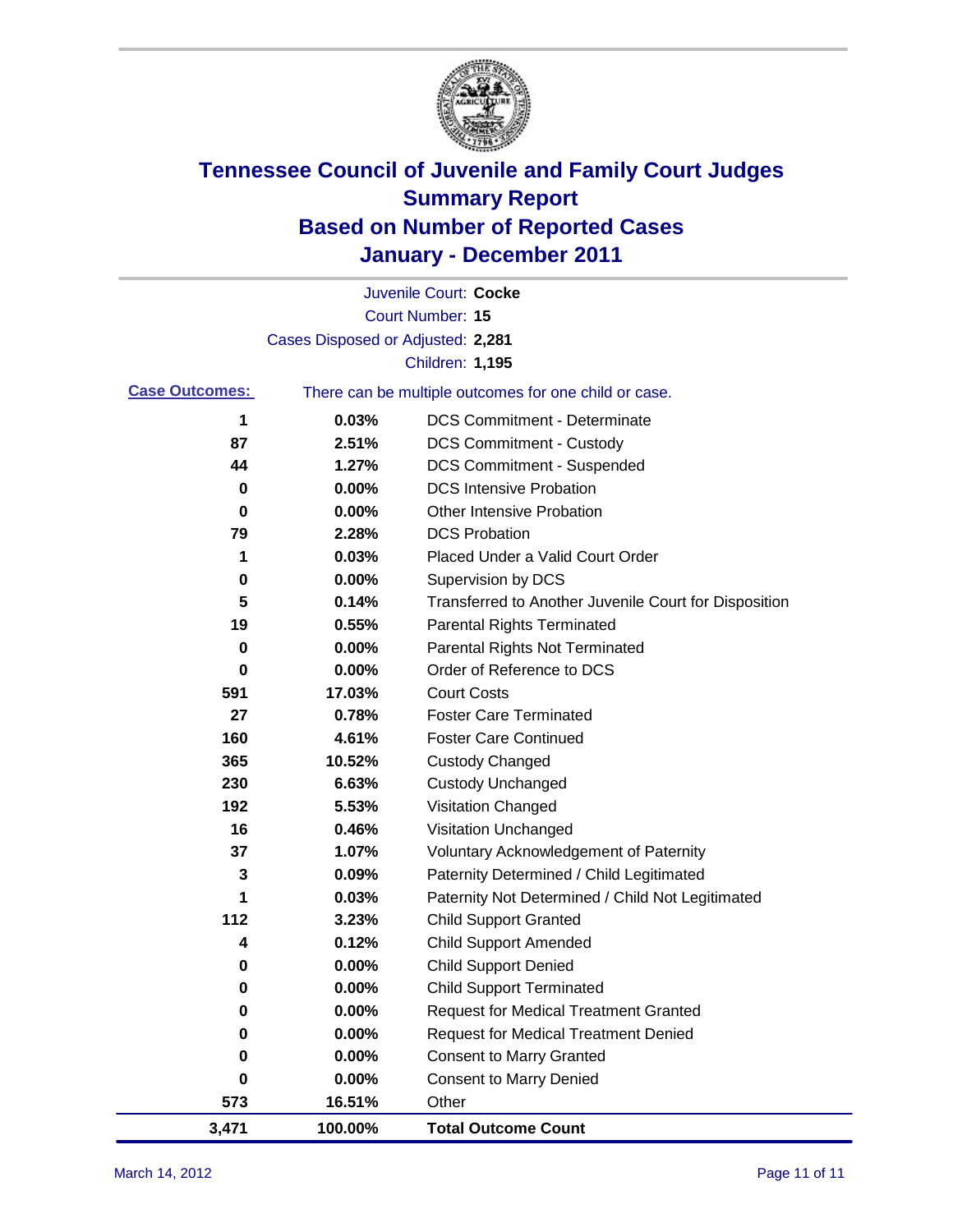# Tennessee Council of Juvenile and Family Court Judges
## Summary Report
## Based on Number of Reported Cases
## January - December 2011

Juvenile Court: **Cocke**
Court Number: **15**
Cases Disposed or Adjusted: **2,281**
Children: **1,195**

**Case Outcomes:** There can be multiple outcomes for one child or case.

| | | |
|---|---|---|
| 1 | 0.03% | DCS Commitment - Determinate |
| 87 | 2.51% | DCS Commitment - Custody |
| 44 | 1.27% | DCS Commitment - Suspended |
| 0 | 0.00% | DCS Intensive Probation |
| 0 | 0.00% | Other Intensive Probation |
| 79 | 2.28% | DCS Probation |
| 1 | 0.03% | Placed Under a Valid Court Order |
| 0 | 0.00% | Supervision by DCS |
| 5 | 0.14% | Transferred to Another Juvenile Court for Disposition |
| 19 | 0.55% | Parental Rights Terminated |
| 0 | 0.00% | Parental Rights Not Terminated |
| 0 | 0.00% | Order of Reference to DCS |
| 591 | 17.03% | Court Costs |
| 27 | 0.78% | Foster Care Terminated |
| 160 | 4.61% | Foster Care Continued |
| 365 | 10.52% | Custody Changed |
| 230 | 6.63% | Custody Unchanged |
| 192 | 5.53% | Visitation Changed |
| 16 | 0.46% | Visitation Unchanged |
| 37 | 1.07% | Voluntary Acknowledgement of Paternity |
| 3 | 0.09% | Paternity Determined / Child Legitimated |
| 1 | 0.03% | Paternity Not Determined / Child Not Legitimated |
| 112 | 3.23% | Child Support Granted |
| 4 | 0.12% | Child Support Amended |
| 0 | 0.00% | Child Support Denied |
| 0 | 0.00% | Child Support Terminated |
| 0 | 0.00% | Request for Medical Treatment Granted |
| 0 | 0.00% | Request for Medical Treatment Denied |
| 0 | 0.00% | Consent to Marry Granted |
| 0 | 0.00% | Consent to Marry Denied |
| 573 | 16.51% | Other |
| **3,471** | **100.00%** | **Total Outcome Count** |

March 14, 2012